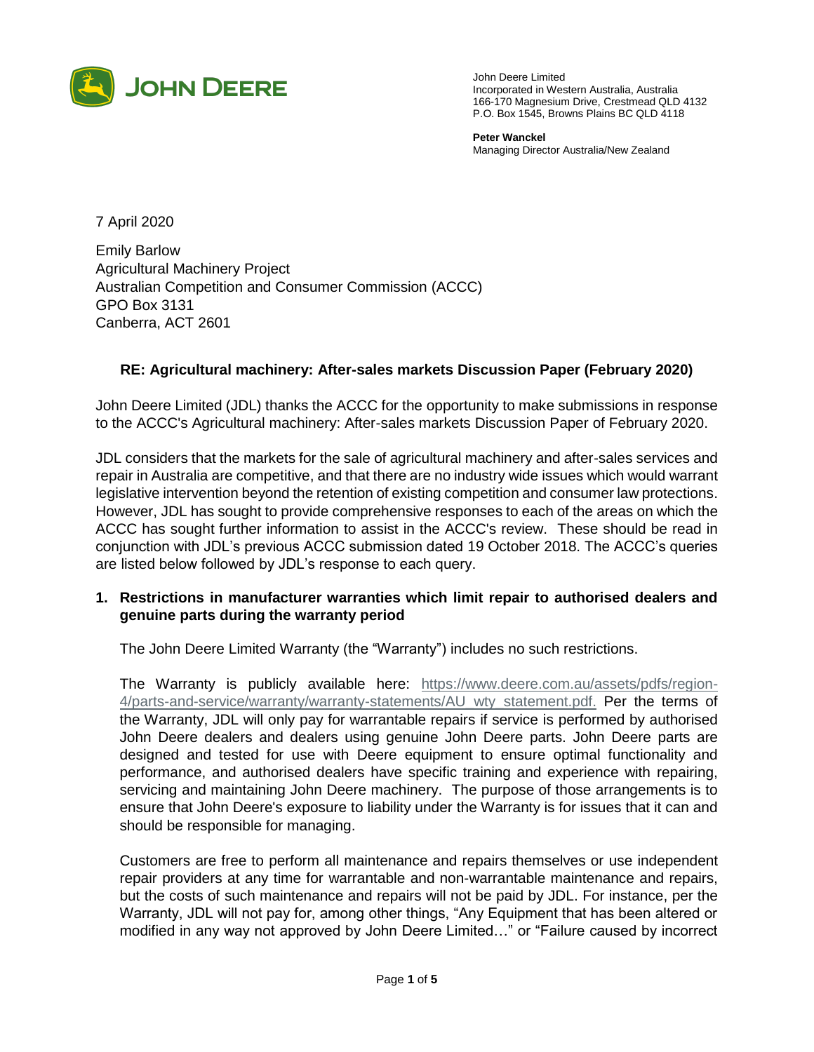John Deere Limited
Incorporated in Western Australia, Australia
166-170 Magnesium Drive, Crestmead QLD 4132
P.O. Box 1545, Browns Plains BC QLD 4118

**Peter Wanckel**
Managing Director Australia/New Zealand

7 April 2020

Emily Barlow
Agricultural Machinery Project
Australian Competition and Consumer Commission (ACCC)
GPO Box 3131
Canberra, ACT 2601

**RE: Agricultural machinery: After-sales markets Discussion Paper (February 2020)**

John Deere Limited (JDL) thanks the ACCC for the opportunity to make submissions in response to the ACCC's Agricultural machinery: After-sales markets Discussion Paper of February 2020.

JDL considers that the markets for the sale of agricultural machinery and after-sales services and repair in Australia are competitive, and that there are no industry wide issues which would warrant legislative intervention beyond the retention of existing competition and consumer law protections. However, JDL has sought to provide comprehensive responses to each of the areas on which the ACCC has sought further information to assist in the ACCC's review. These should be read in conjunction with JDL's previous ACCC submission dated 19 October 2018. The ACCC's queries are listed below followed by JDL's response to each query.

1. **Restrictions in manufacturer warranties which limit repair to authorised dealers and genuine parts during the warranty period**

   The John Deere Limited Warranty (the "Warranty") includes no such restrictions.

   The Warranty is publicly available here: https://www.deere.com.au/assets/pdfs/region-4/parts-and-service/warranty/warranty-statements/AU_wty_statement.pdf. Per the terms of the Warranty, JDL will only pay for warrantable repairs if service is performed by authorised John Deere dealers and dealers using genuine John Deere parts. John Deere parts are designed and tested for use with Deere equipment to ensure optimal functionality and performance, and authorised dealers have specific training and experience with repairing, servicing and maintaining John Deere machinery. The purpose of those arrangements is to ensure that John Deere's exposure to liability under the Warranty is for issues that it can and should be responsible for managing.

   Customers are free to perform all maintenance and repairs themselves or use independent repair providers at any time for warrantable and non-warrantable maintenance and repairs, but the costs of such maintenance and repairs will not be paid by JDL. For instance, per the Warranty, JDL will not pay for, among other things, "Any Equipment that has been altered or modified in any way not approved by John Deere Limited…" or "Failure caused by incorrect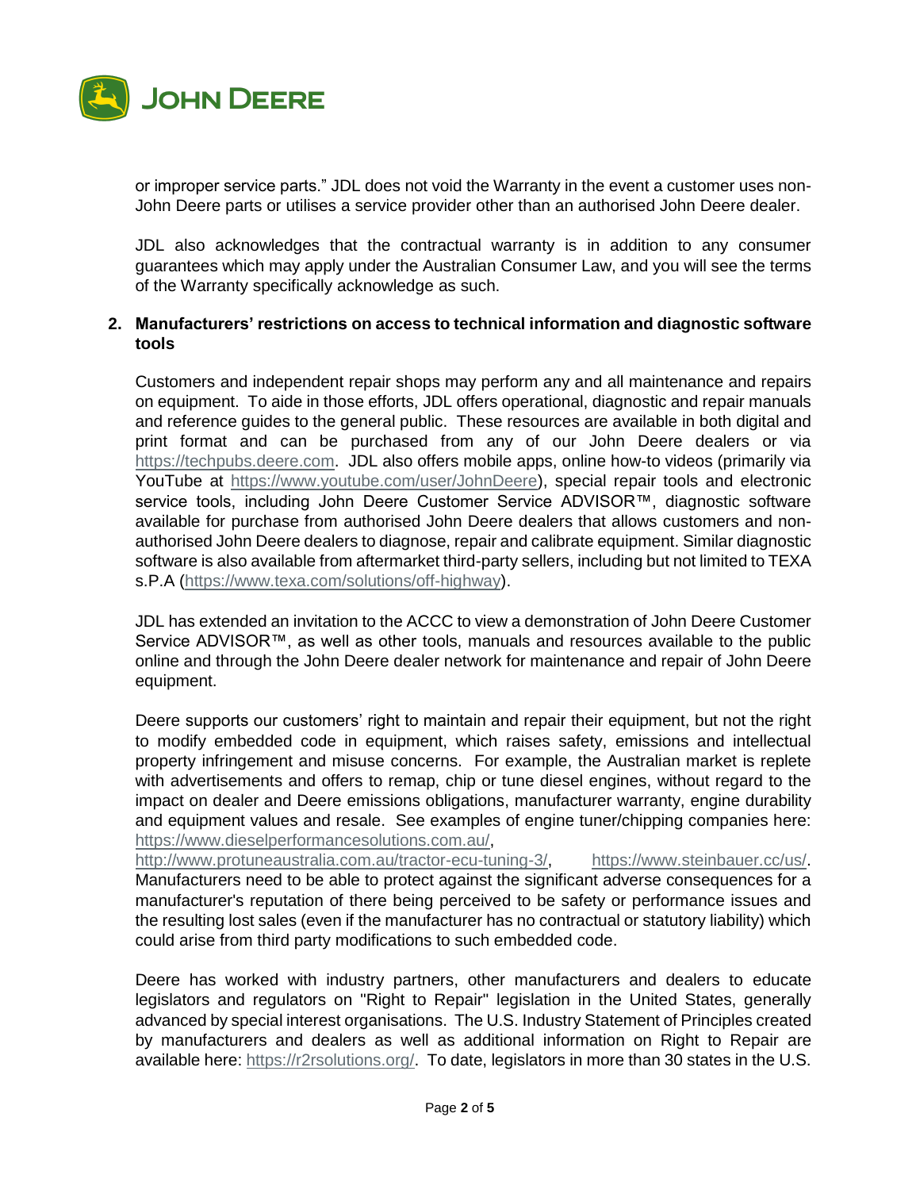or improper service parts." JDL does not void the Warranty in the event a customer uses non-John Deere parts or utilises a service provider other than an authorised John Deere dealer.

JDL also acknowledges that the contractual warranty is in addition to any consumer guarantees which may apply under the Australian Consumer Law, and you will see the terms of the Warranty specifically acknowledge as such.

**2. Manufacturers' restrictions on access to technical information and diagnostic software tools**

Customers and independent repair shops may perform any and all maintenance and repairs on equipment. To aide in those efforts, JDL offers operational, diagnostic and repair manuals and reference guides to the general public. These resources are available in both digital and print format and can be purchased from any of our John Deere dealers or via https://techpubs.deere.com. JDL also offers mobile apps, online how-to videos (primarily via YouTube at https://www.youtube.com/user/JohnDeere), special repair tools and electronic service tools, including John Deere Customer Service ADVISOR™, diagnostic software available for purchase from authorised John Deere dealers that allows customers and non-authorised John Deere dealers to diagnose, repair and calibrate equipment. Similar diagnostic software is also available from aftermarket third-party sellers, including but not limited to TEXA s.P.A (https://www.texa.com/solutions/off-highway).

JDL has extended an invitation to the ACCC to view a demonstration of John Deere Customer Service ADVISOR™, as well as other tools, manuals and resources available to the public online and through the John Deere dealer network for maintenance and repair of John Deere equipment.

Deere supports our customers' right to maintain and repair their equipment, but not the right to modify embedded code in equipment, which raises safety, emissions and intellectual property infringement and misuse concerns. For example, the Australian market is replete with advertisements and offers to remap, chip or tune diesel engines, without regard to the impact on dealer and Deere emissions obligations, manufacturer warranty, engine durability and equipment values and resale. See examples of engine tuner/chipping companies here: https://www.dieselperformancesolutions.com.au/, http://www.protuneaustralia.com.au/tractor-ecu-tuning-3/, https://www.steinbauer.cc/us/. Manufacturers need to be able to protect against the significant adverse consequences for a manufacturer's reputation of there being perceived to be safety or performance issues and the resulting lost sales (even if the manufacturer has no contractual or statutory liability) which could arise from third party modifications to such embedded code.

Deere has worked with industry partners, other manufacturers and dealers to educate legislators and regulators on "Right to Repair" legislation in the United States, generally advanced by special interest organisations. The U.S. Industry Statement of Principles created by manufacturers and dealers as well as additional information on Right to Repair are available here: https://r2rsolutions.org/. To date, legislators in more than 30 states in the U.S.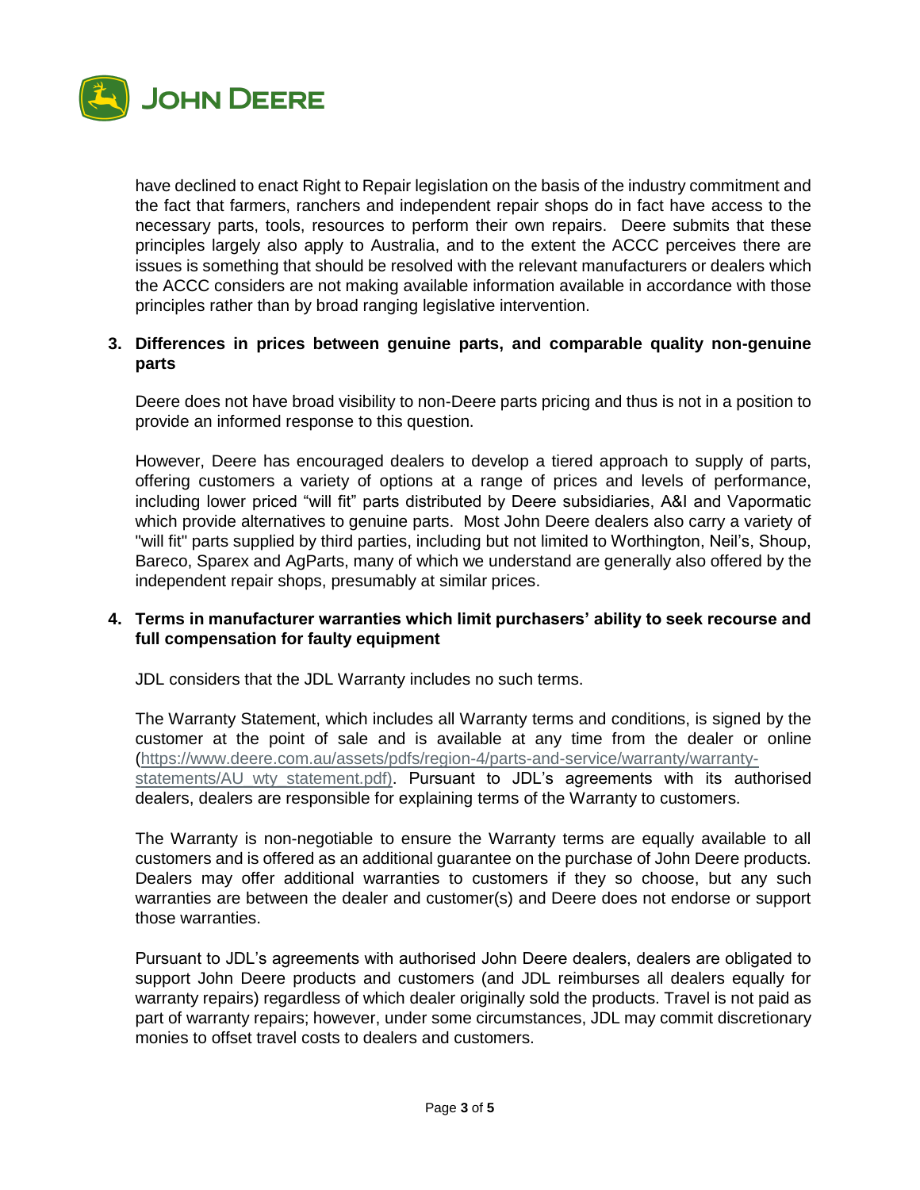have declined to enact Right to Repair legislation on the basis of the industry commitment and the fact that farmers, ranchers and independent repair shops do in fact have access to the necessary parts, tools, resources to perform their own repairs. Deere submits that these principles largely also apply to Australia, and to the extent the ACCC perceives there are issues is something that should be resolved with the relevant manufacturers or dealers which the ACCC considers are not making available information available in accordance with those principles rather than by broad ranging legislative intervention.

**3. Differences in prices between genuine parts, and comparable quality non-genuine parts**

Deere does not have broad visibility to non-Deere parts pricing and thus is not in a position to provide an informed response to this question.

However, Deere has encouraged dealers to develop a tiered approach to supply of parts, offering customers a variety of options at a range of prices and levels of performance, including lower priced "will fit" parts distributed by Deere subsidiaries, A&I and Vapormatic which provide alternatives to genuine parts. Most John Deere dealers also carry a variety of "will fit" parts supplied by third parties, including but not limited to Worthington, Neil's, Shoup, Bareco, Sparex and AgParts, many of which we understand are generally also offered by the independent repair shops, presumably at similar prices.

**4. Terms in manufacturer warranties which limit purchasers' ability to seek recourse and full compensation for faulty equipment**

JDL considers that the JDL Warranty includes no such terms.

The Warranty Statement, which includes all Warranty terms and conditions, is signed by the customer at the point of sale and is available at any time from the dealer or online (https://www.deere.com.au/assets/pdfs/region-4/parts-and-service/warranty/warranty-statements/AU_wty_statement.pdf). Pursuant to JDL's agreements with its authorised dealers, dealers are responsible for explaining terms of the Warranty to customers.

The Warranty is non-negotiable to ensure the Warranty terms are equally available to all customers and is offered as an additional guarantee on the purchase of John Deere products. Dealers may offer additional warranties to customers if they so choose, but any such warranties are between the dealer and customer(s) and Deere does not endorse or support those warranties.

Pursuant to JDL's agreements with authorised John Deere dealers, dealers are obligated to support John Deere products and customers (and JDL reimburses all dealers equally for warranty repairs) regardless of which dealer originally sold the products. Travel is not paid as part of warranty repairs; however, under some circumstances, JDL may commit discretionary monies to offset travel costs to dealers and customers.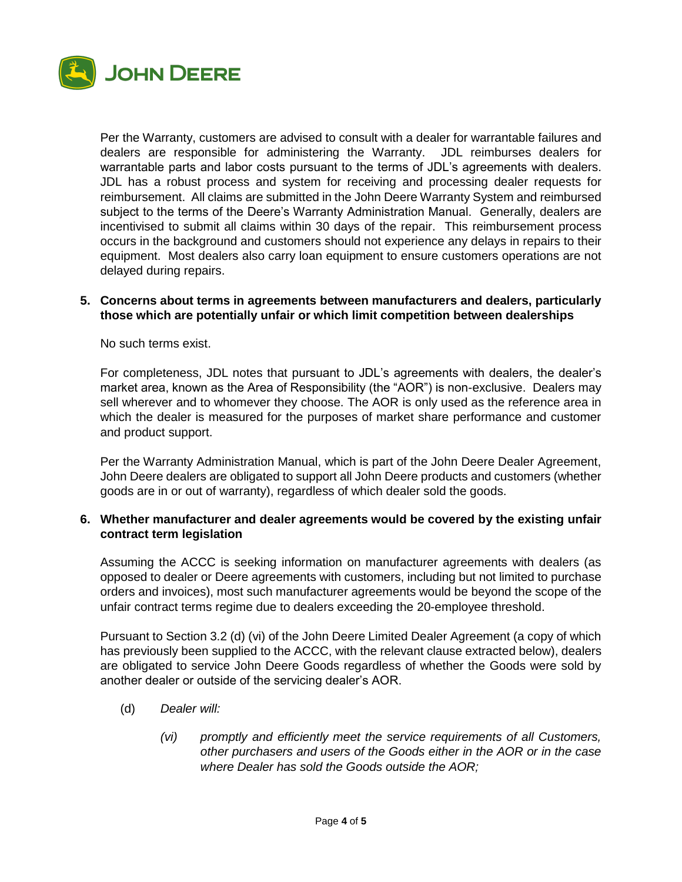Per the Warranty, customers are advised to consult with a dealer for warrantable failures and dealers are responsible for administering the Warranty. JDL reimburses dealers for warrantable parts and labor costs pursuant to the terms of JDL's agreements with dealers. JDL has a robust process and system for receiving and processing dealer requests for reimbursement. All claims are submitted in the John Deere Warranty System and reimbursed subject to the terms of the Deere's Warranty Administration Manual. Generally, dealers are incentivised to submit all claims within 30 days of the repair. This reimbursement process occurs in the background and customers should not experience any delays in repairs to their equipment. Most dealers also carry loan equipment to ensure customers operations are not delayed during repairs.

**5. Concerns about terms in agreements between manufacturers and dealers, particularly those which are potentially unfair or which limit competition between dealerships**

No such terms exist.

For completeness, JDL notes that pursuant to JDL's agreements with dealers, the dealer's market area, known as the Area of Responsibility (the "AOR") is non-exclusive. Dealers may sell wherever and to whomever they choose. The AOR is only used as the reference area in which the dealer is measured for the purposes of market share performance and customer and product support.

Per the Warranty Administration Manual, which is part of the John Deere Dealer Agreement, John Deere dealers are obligated to support all John Deere products and customers (whether goods are in or out of warranty), regardless of which dealer sold the goods.

**6. Whether manufacturer and dealer agreements would be covered by the existing unfair contract term legislation**

Assuming the ACCC is seeking information on manufacturer agreements with dealers (as opposed to dealer or Deere agreements with customers, including but not limited to purchase orders and invoices), most such manufacturer agreements would be beyond the scope of the unfair contract terms regime due to dealers exceeding the 20-employee threshold.

Pursuant to Section 3.2 (d) (vi) of the John Deere Limited Dealer Agreement (a copy of which has previously been supplied to the ACCC, with the relevant clause extracted below), dealers are obligated to service John Deere Goods regardless of whether the Goods were sold by another dealer or outside of the servicing dealer's AOR.

(d) *Dealer will:*

*(vi) promptly and efficiently meet the service requirements of all Customers, other purchasers and users of the Goods either in the AOR or in the case where Dealer has sold the Goods outside the AOR;*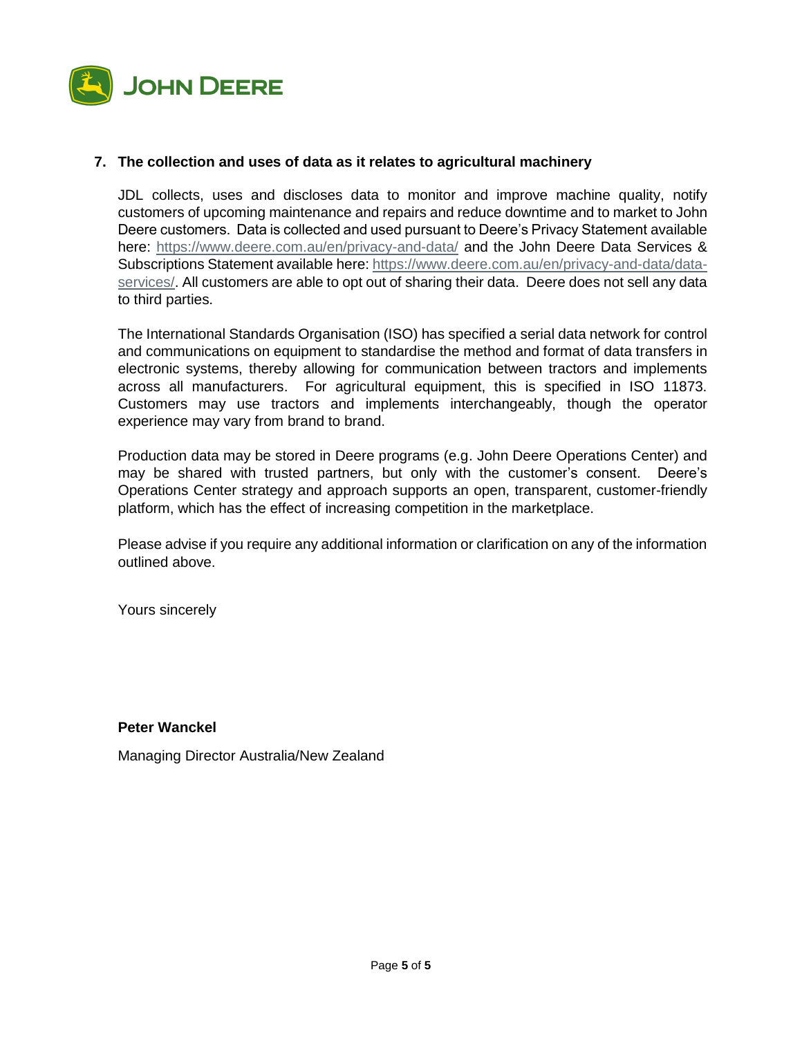7. **The collection and uses of data as it relates to agricultural machinery**

   JDL collects, uses and discloses data to monitor and improve machine quality, notify customers of upcoming maintenance and repairs and reduce downtime and to market to John Deere customers. Data is collected and used pursuant to Deere's Privacy Statement available here: https://www.deere.com.au/en/privacy-and-data/ and the John Deere Data Services & Subscriptions Statement available here: https://www.deere.com.au/en/privacy-and-data/data-services/. All customers are able to opt out of sharing their data. Deere does not sell any data to third parties.

   The International Standards Organisation (ISO) has specified a serial data network for control and communications on equipment to standardise the method and format of data transfers in electronic systems, thereby allowing for communication between tractors and implements across all manufacturers. For agricultural equipment, this is specified in ISO 11873. Customers may use tractors and implements interchangeably, though the operator experience may vary from brand to brand.

   Production data may be stored in Deere programs (e.g. John Deere Operations Center) and may be shared with trusted partners, but only with the customer's consent. Deere's Operations Center strategy and approach supports an open, transparent, customer-friendly platform, which has the effect of increasing competition in the marketplace.

Please advise if you require any additional information or clarification on any of the information outlined above.

Yours sincerely

**Peter Wanckel**

Managing Director Australia/New Zealand